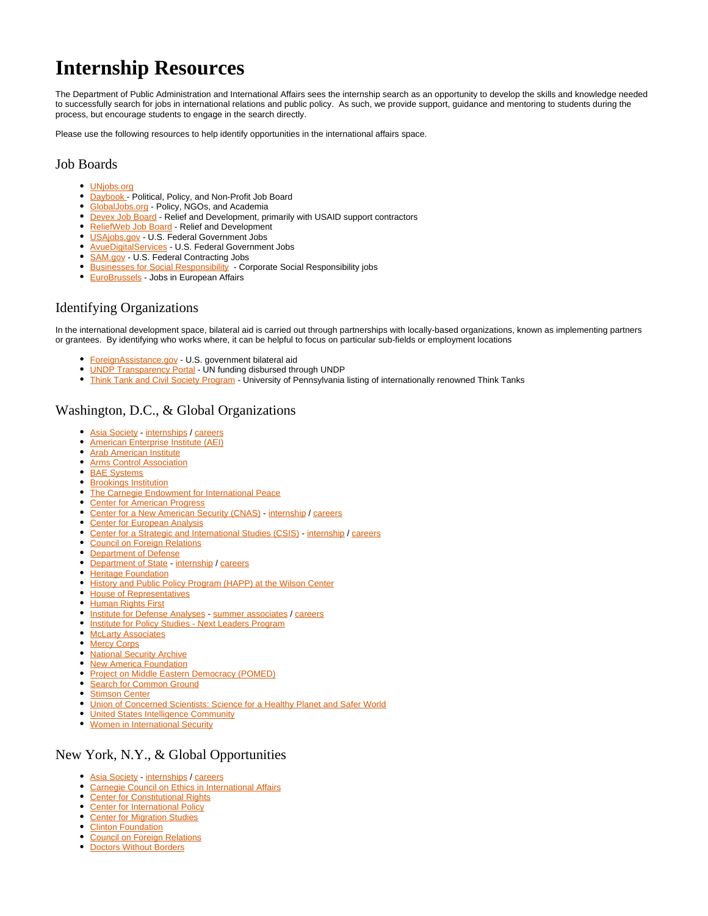# Internship Resources

The Department of Public Administration and International Affairs sees the internship search as an opportunity to develop the skills and knowledge needed to successfully search for jobs in international relations and public policy. As such, we provide support, guidance and mentoring to students during the process, but encourage students to engage in the search directly.

Please use the following resources to help identify opportunities in the international affairs space.

## Job Boards

- UNjobs.org
- Daybook - Political, Policy, and Non-Profit Job Board
- GlobalJobs.org - Policy, NGOs, and Academia
- Devex Job Board - Relief and Development, primarily with USAID support contractors
- ReliefWeb Job Board - Relief and Development
- USAjobs.gov - U.S. Federal Government Jobs
- AvueDigitalServices - U.S. Federal Government Jobs
- SAM.gov - U.S. Federal Contracting Jobs
- Businesses for Social Responsibility - Corporate Social Responsibility jobs
- EuroBrussels - Jobs in European Affairs

## Identifying Organizations

In the international development space, bilateral aid is carried out through partnerships with locally-based organizations, known as implementing partners or grantees. By identifying who works where, it can be helpful to focus on particular sub-fields or employment locations

- ForeignAssistance.gov - U.S. government bilateral aid
- UNDP Transparency Portal - UN funding disbursed through UNDP
- Think Tank and Civil Society Program - University of Pennsylvania listing of internationally renowned Think Tanks

## Washington, D.C., & Global Organizations

- Asia Society - internships / careers
- American Enterprise Institute (AEI)
- Arab American Institute
- Arms Control Association
- BAE Systems
- Brookings Institution
- The Carnegie Endowment for International Peace
- Center for American Progress
- Center for a New American Security (CNAS) - internship / careers
- Center for European Analysis
- Center for a Strategic and International Studies (CSIS) - internship / careers
- Council on Foreign Relations
- Department of Defense
- Department of State - internship / careers
- Heritage Foundation
- History and Public Policy Program (HAPP) at the Wilson Center
- House of Representatives
- Human Rights First
- Institute for Defense Analyses - summer associates / careers
- Institute for Policy Studies - Next Leaders Program
- McLarty Associates
- Mercy Corps
- National Security Archive
- New America Foundation
- Project on Middle Eastern Democracy (POMED)
- Search for Common Ground
- Stimson Center
- Union of Concerned Scientists: Science for a Healthy Planet and Safer World
- United States Intelligence Community
- Women in International Security

## New York, N.Y., & Global Opportunities

- Asia Society - internships / careers
- Carnegie Council on Ethics in International Affairs
- Center for Constitutional Rights
- Center for International Policy
- Center for Migration Studies
- Clinton Foundation
- Council on Foreign Relations
- Doctors Without Borders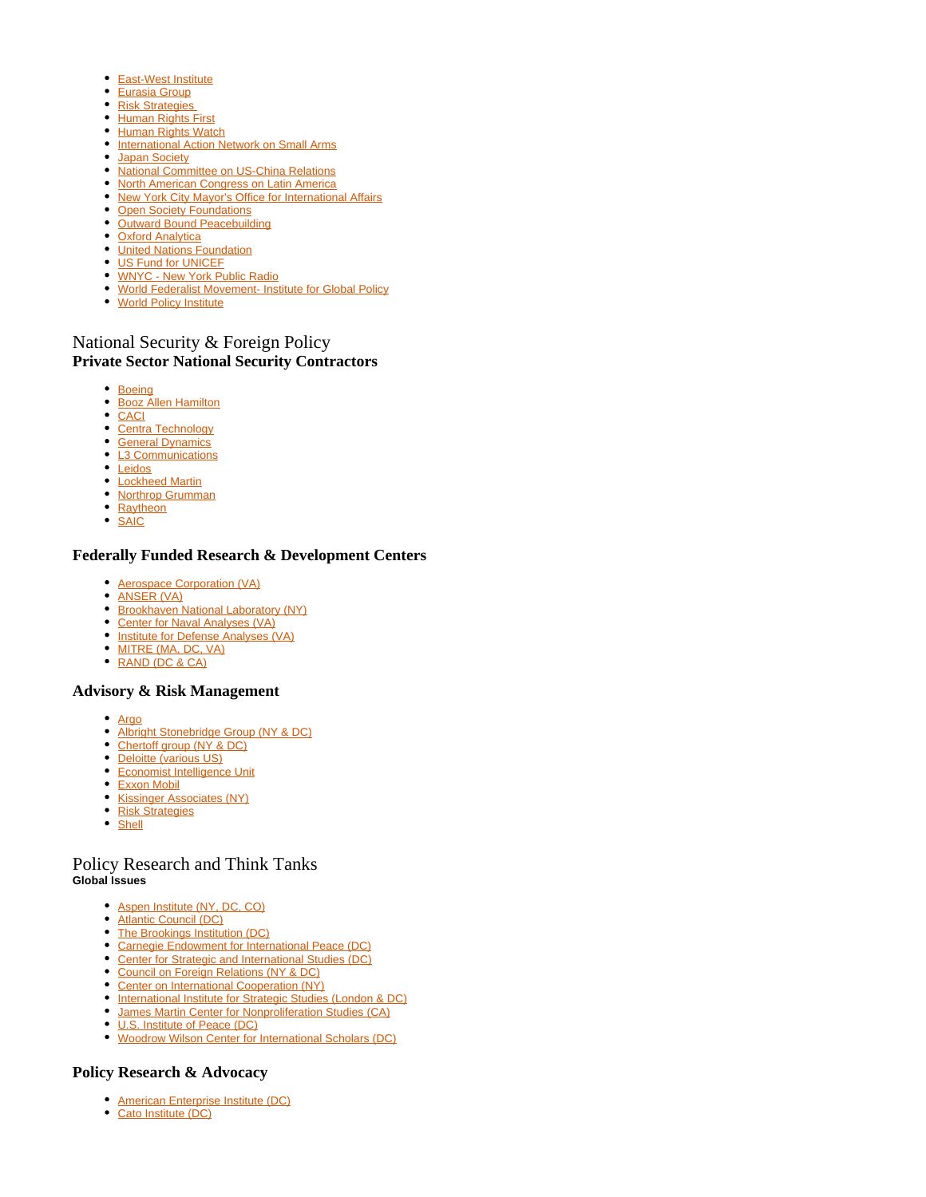- East-West Institute
- Eurasia Group
- Risk Strategies
- Human Rights First
- Human Rights Watch
- International Action Network on Small Arms
- Japan Society
- National Committee on US-China Relations
- North American Congress on Latin America
- New York City Mayor's Office for International Affairs
- Open Society Foundations
- Outward Bound Peacebuilding
- Oxford Analytica
- United Nations Foundation
- US Fund for UNICEF
- WNYC - New York Public Radio
- World Federalist Movement- Institute for Global Policy
- World Policy Institute

## National Security & Foreign Policy

### Private Sector National Security Contractors

- Boeing
- Booz Allen Hamilton
- CACI
- Centra Technology
- General Dynamics
- L3 Communications
- Leidos
- Lockheed Martin
- Northrop Grumman
- Raytheon
- SAIC

### Federally Funded Research & Development Centers

- Aerospace Corporation (VA)
- ANSER (VA)
- Brookhaven National Laboratory (NY)
- Center for Naval Analyses (VA)
- Institute for Defense Analyses (VA)
- MITRE (MA, DC, VA)
- RAND (DC & CA)

### Advisory & Risk Management

- Argo
- Albright Stonebridge Group (NY & DC)
- Chertoff group (NY & DC)
- Deloitte (various US)
- Economist Intelligence Unit
- Exxon Mobil
- Kissinger Associates (NY)
- Risk Strategies
- Shell

## Policy Research and Think Tanks

**Global Issues**

- Aspen Institute (NY, DC, CO)
- Atlantic Council (DC)
- The Brookings Institution (DC)
- Carnegie Endowment for International Peace (DC)
- Center for Strategic and International Studies (DC)
- Council on Foreign Relations (NY & DC)
- Center on International Cooperation (NY)
- International Institute for Strategic Studies (London & DC)
- James Martin Center for Nonproliferation Studies (CA)
- U.S. Institute of Peace (DC)
- Woodrow Wilson Center for International Scholars (DC)

### Policy Research & Advocacy

- American Enterprise Institute (DC)
- Cato Institute (DC)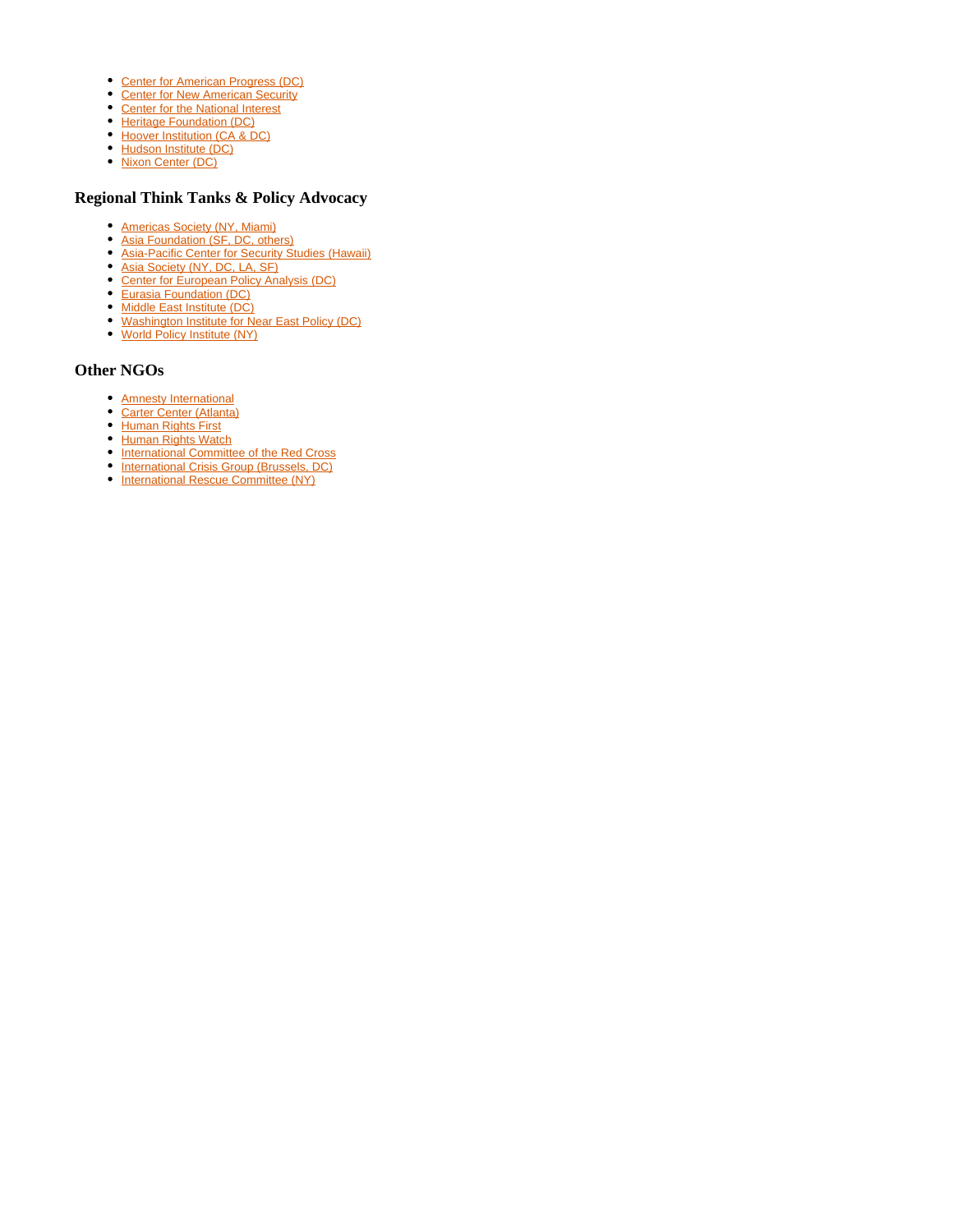- Center for American Progress (DC)
- Center for New American Security
- Center for the National Interest
- Heritage Foundation (DC)
- Hoover Institution (CA & DC)
- Hudson Institute (DC)
- Nixon Center (DC)

### Regional Think Tanks & Policy Advocacy

- Americas Society (NY, Miami)
- Asia Foundation (SF, DC, others)
- Asia-Pacific Center for Security Studies (Hawaii)
- Asia Society (NY, DC, LA, SF)
- Center for European Policy Analysis (DC)
- Eurasia Foundation (DC)
- Middle East Institute (DC)
- Washington Institute for Near East Policy (DC)
- World Policy Institute (NY)

### Other NGOs

- Amnesty International
- Carter Center (Atlanta)
- Human Rights First
- Human Rights Watch
- International Committee of the Red Cross
- International Crisis Group (Brussels, DC)
- International Rescue Committee (NY)